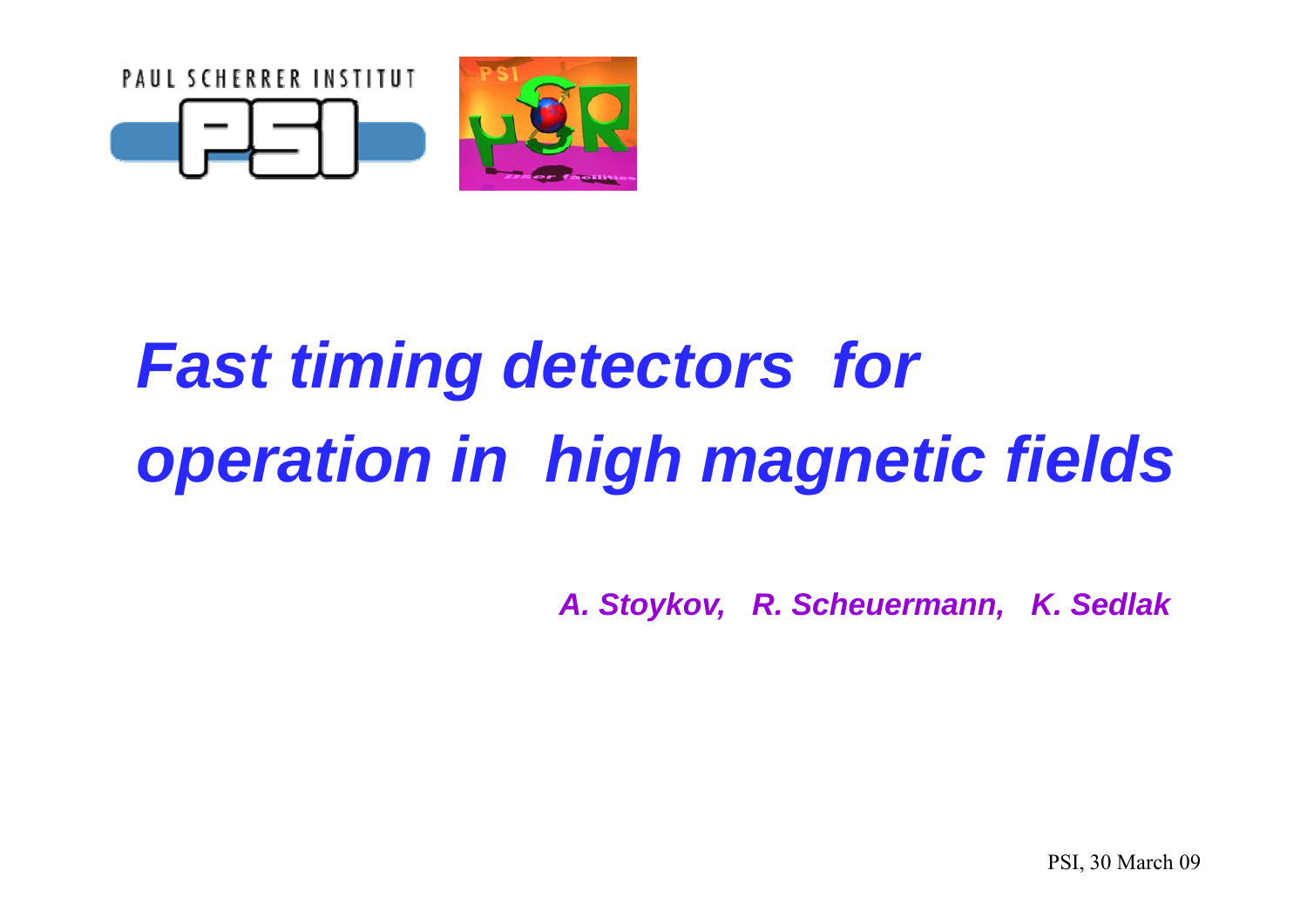PAUL SCHERRER INSTITUT

# *Fast timing detectors for operation in high magnetic fields*

***A. Stoykov, R. Scheuermann, K. Sedlak***

PSI, 30 March 09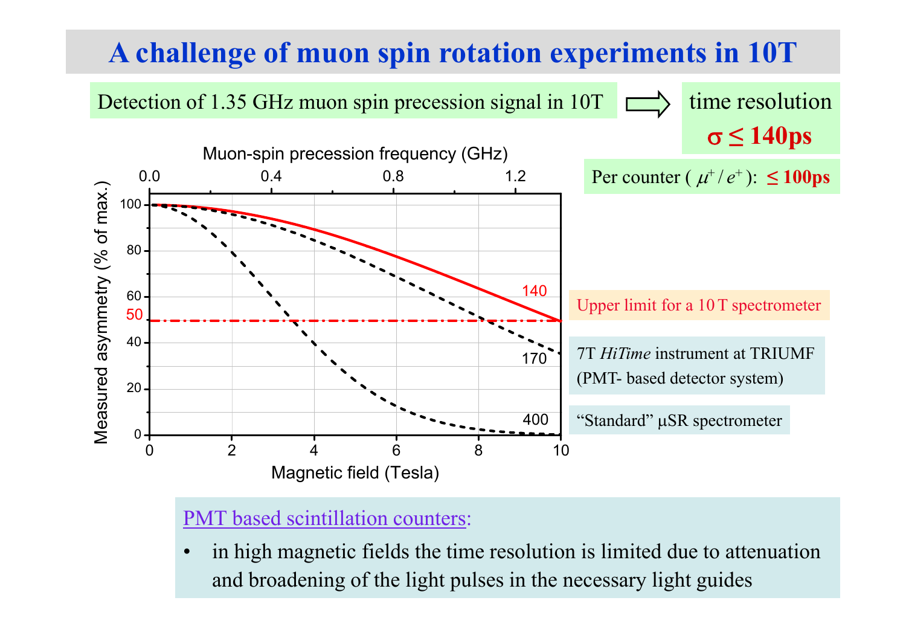# A challenge of muon spin rotation experiments in 10T

Detection of 1.35 GHz muon spin precession signal in 10T ⟹ time resolution **$\sigma \leq 140$ps**

Per counter ( $\mu^+ / e^+$ ): **$\leq 100$ps**

Upper limit for a 10 T spectrometer

7T *HiTime* instrument at TRIUMF (PMT- based detector system)

"Standard" μSR spectrometer

PMT based scintillation counters:

- in high magnetic fields the time resolution is limited due to attenuation and broadening of the light pulses in the necessary light guides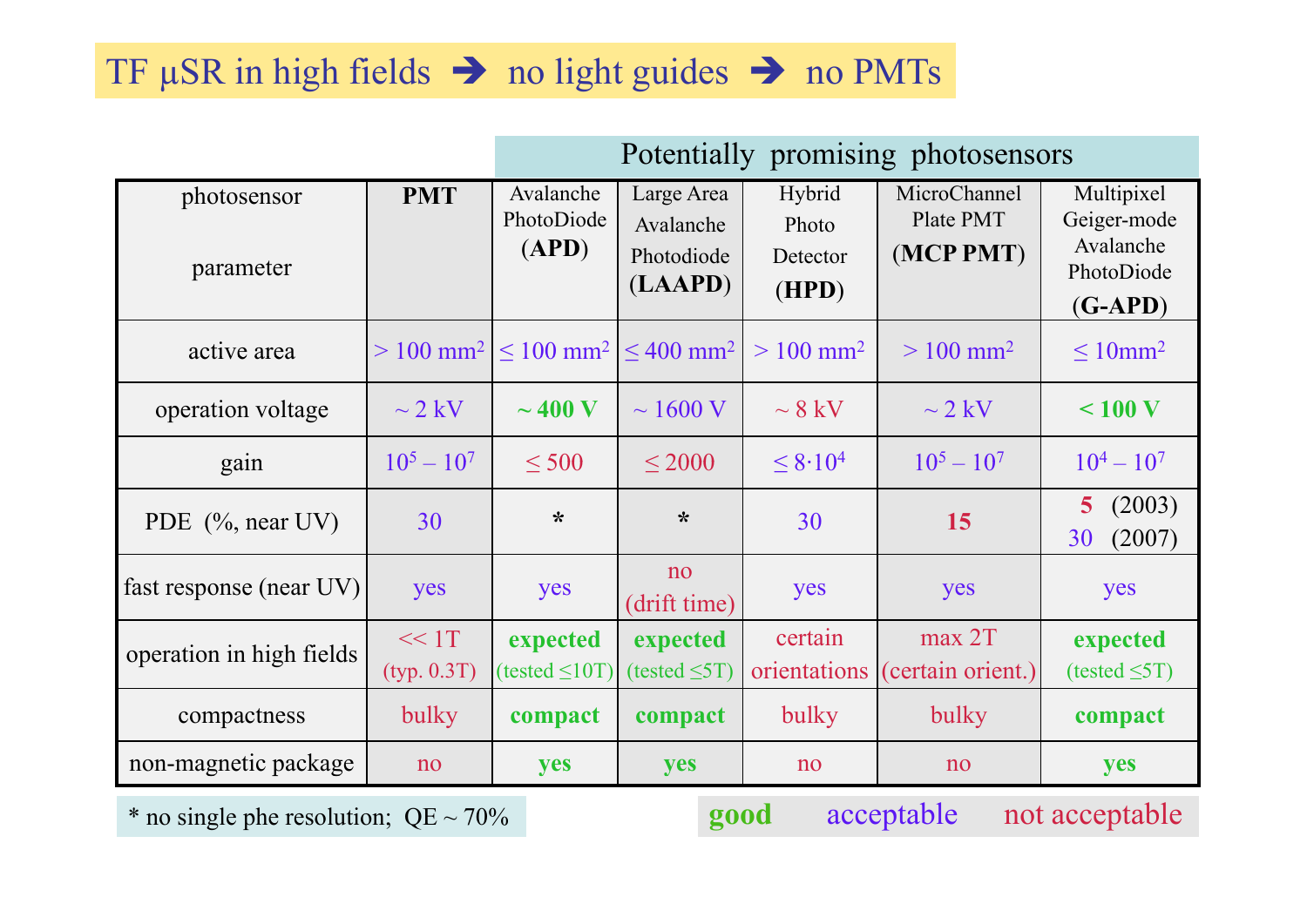# TF μSR in high fields ➔ no light guides ➔ no PMTs

| photosensor / parameter | PMT | Potentially promising photosensors: Avalanche PhotoDiode (APD) | Large Area Avalanche Photodiode (LAAPD) | Hybrid Photo Detector (HPD) | MicroChannel Plate PMT (MCP PMT) | Multipixel Geiger-mode Avalanche PhotoDiode (G-APD) |
|---|---|---|---|---|---|---|
| active area | > 100 mm$^2$ | ≤ 100 mm$^2$ | ≤ 400 mm$^2$ | > 100 mm$^2$ | > 100 mm$^2$ | ≤ 10mm$^2$ |
| operation voltage | ~ 2 kV | ~ 400 V | ~ 1600 V | ~ 8 kV | ~ 2 kV | < 100 V |
| gain | $10^5$ – $10^7$ | ≤ 500 | ≤ 2000 | ≤ $8 \cdot 10^4$ | $10^5$ – $10^7$ | $10^4$ – $10^7$ |
| PDE (%, near UV) | 30 | * | * | 30 | 15 | 5 (2003) 30 (2007) |
| fast response (near UV) | yes | yes | no (drift time) | yes | yes | yes |
| operation in high fields | << 1T (typ. 0.3T) | expected (tested ≤10T) | expected (tested ≤5T) | certain orientations | max 2T (certain orient.) | expected (tested ≤5T) |
| compactness | bulky | compact | compact | bulky | bulky | compact |
| non-magnetic package | no | yes | yes | no | no | yes |

* no single phe resolution; QE ~ 70%

good acceptable not acceptable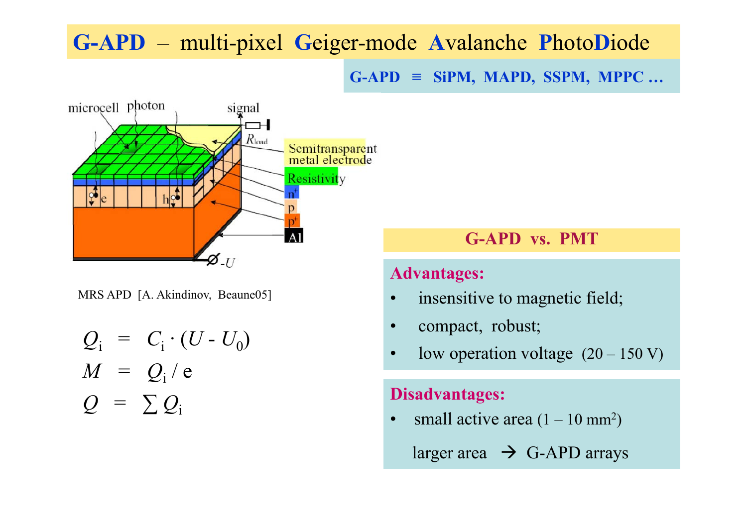# G-APD – multi-pixel Geiger-mode Avalanche PhotoDiode

**G-APD ≡ SiPM, MAPD, SSPM, MPPC …**

microcell photon signal $R_{load}$

Semitransparent metal electrode

Resistivity

$n^+$

p

$p^+$

Al

$-U$

e h

MRS APD [A. Akindinov, Beaune05]

$$Q_i = C_i \cdot (U - U_0)$$

$$M = Q_i / e$$

$$Q = \sum Q_i$$

## G-APD vs. PMT

**Advantages:**

- insensitive to magnetic field;
- compact, robust;
- low operation voltage (20 – 150 V)

**Disadvantages:**

- small active area (1 – 10 mm$^2$)

  larger area → G-APD arrays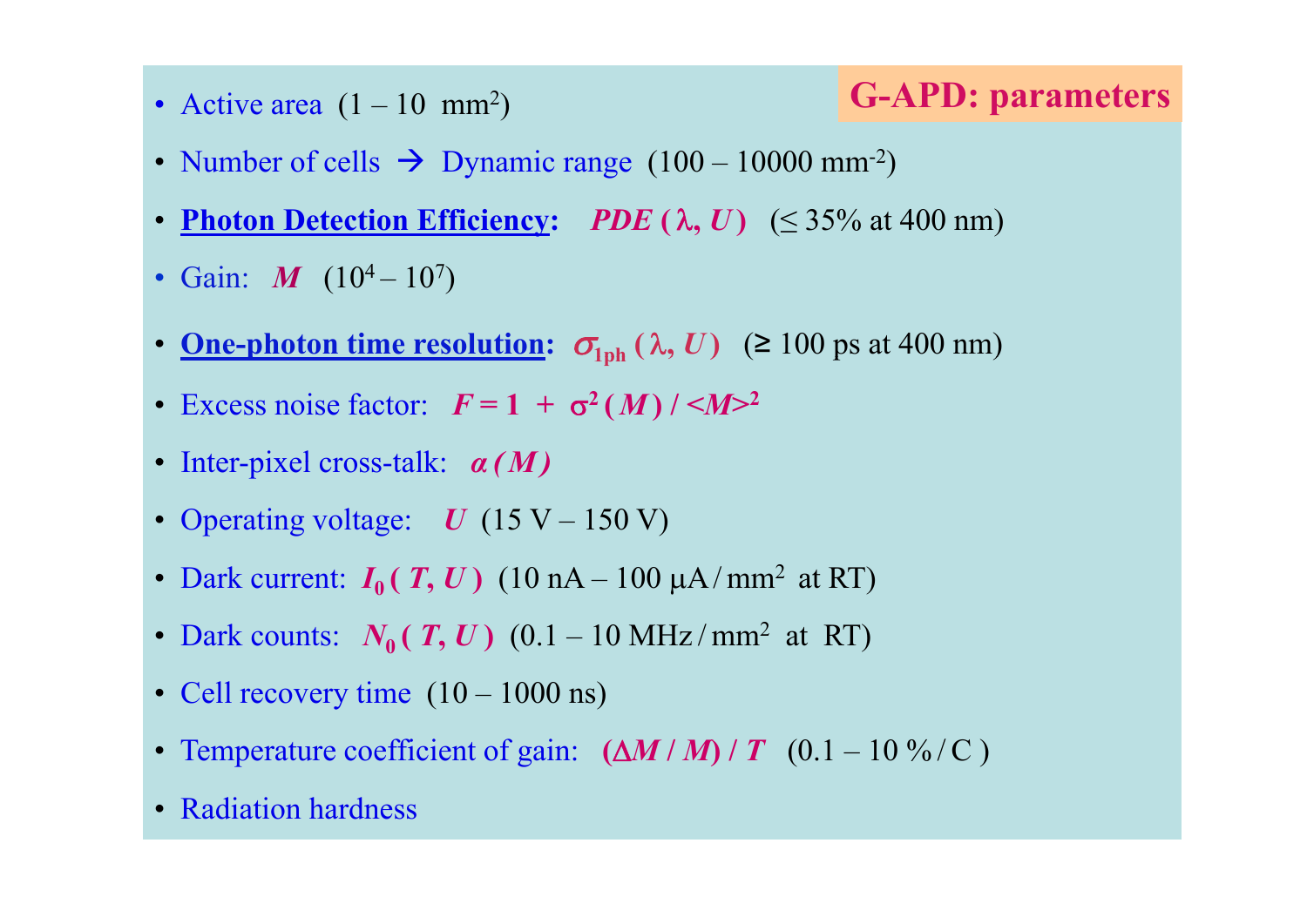## G-APD: parameters

- Active area (1 – 10 $mm^2$)
- Number of cells → Dynamic range (100 – 10000 $mm^{-2}$)
- **Photon Detection Efficiency:** $PDE\,(\lambda, U)$ (≤ 35% at 400 nm)
- Gain: $M$ ($10^4 – 10^7$)
- **One-photon time resolution:** $\sigma_{1ph}\,(\lambda, U)$ (≥ 100 ps at 400 nm)
- Excess noise factor: $F = 1 + \sigma^2(M) / \langle M \rangle^2$
- Inter-pixel cross-talk: $\alpha\,(M)$
- Operating voltage: $U$ (15 V – 150 V)
- Dark current: $I_0\,(T, U)$ (10 nA – 100 μA / $mm^2$ at RT)
- Dark counts: $N_0\,(T, U)$ (0.1 – 10 MHz / $mm^2$ at RT)
- Cell recovery time (10 – 1000 ns)
- Temperature coefficient of gain: $(\Delta M / M) / T$ (0.1 – 10 % / C )
- Radiation hardness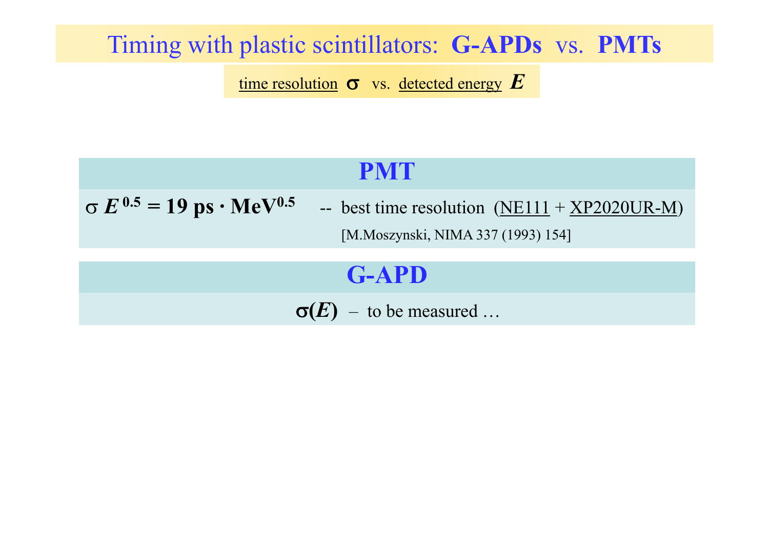# Timing with plastic scintillators: **G-APDs** vs. **PMTs**

time resolution $\sigma$ vs. detected energy $E$

## PMT

$\sigma E^{0.5} = 19$ **ps · MeV**$^{0.5}$ -- best time resolution (NE111 + XP2020UR-M)

[M.Moszynski, NIMA 337 (1993) 154]

## G-APD

$\sigma(E)$ – to be measured …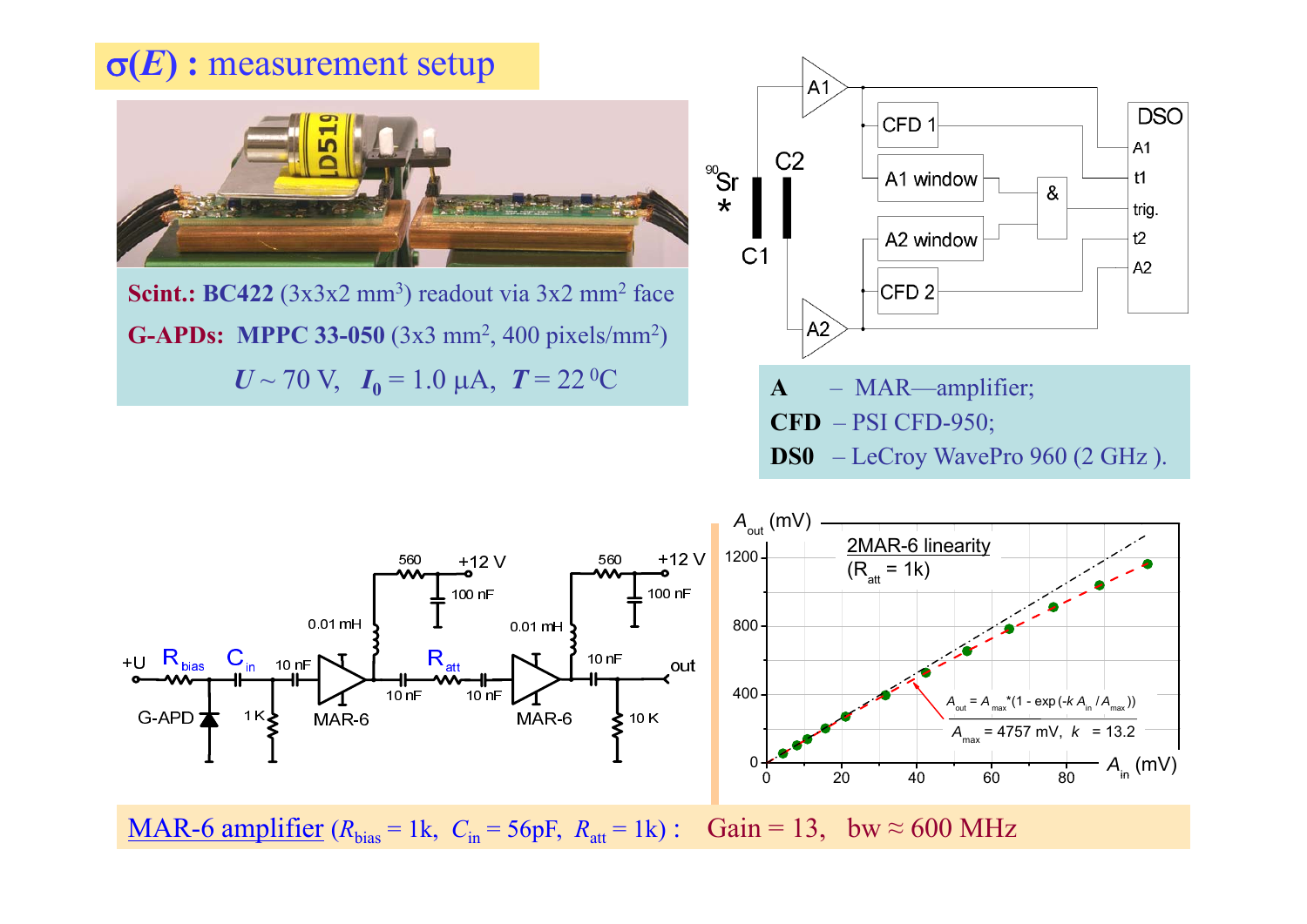# $\sigma(E)$ : measurement setup

**Scint.: BC422** ($3\text{x}3\text{x}2$ mm$^3$) readout via $3\text{x}2$ mm$^2$ face

**G-APDs: MPPC 33-050** ($3\text{x}3$ mm$^2$, 400 pixels/mm$^2$)

$U \sim 70$ V, $I_0 = 1.0$ μA, $T = 22\,^0$C

**A** – MAR—amplifier;

**CFD** – PSI CFD-950;

**DS0** – LeCroy WavePro 960 (2 GHz ).

2MAR-6 linearity ($R_{att}$ = 1k)

$A_{out} = A_{max}*(1 - \exp(-k\,A_{in}/A_{max}))$

$A_{max}$ = 4757 mV, $k$ = 13.2

MAR-6 amplifier ($R_{bias}$ = 1k, $C_{in}$ = 56pF, $R_{att}$ = 1k) : Gain = 13, bw ≈ 600 MHz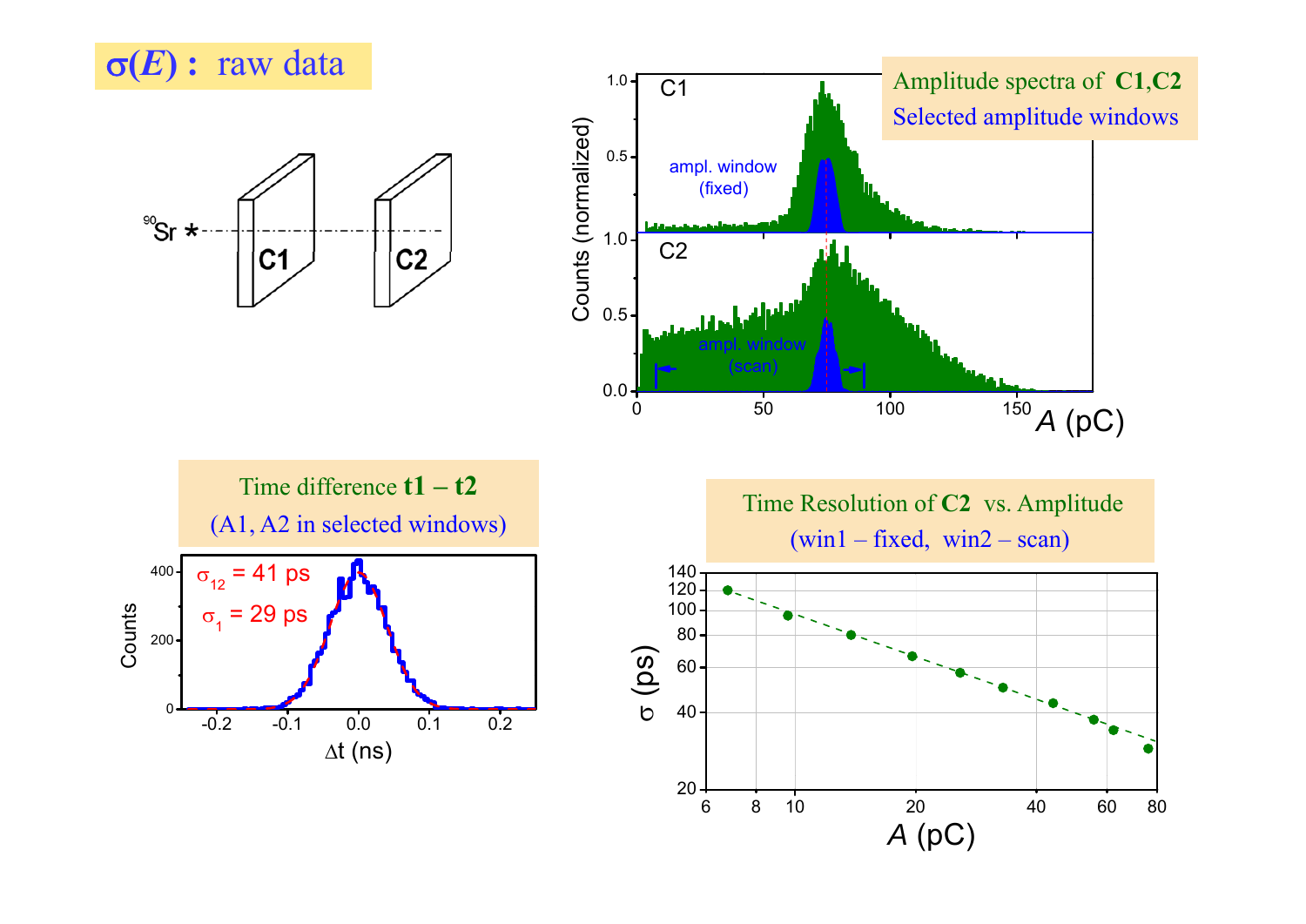# $\sigma(E)$ : raw data

## Amplitude spectra of C1, C2
Selected amplitude windows

## Time difference t1 – t2
(A1, A2 in selected windows)

$\sigma_{12}$ = 41 ps

$\sigma_1$ = 29 ps

## Time Resolution of C2 vs. Amplitude
(win1 – fixed, win2 – scan)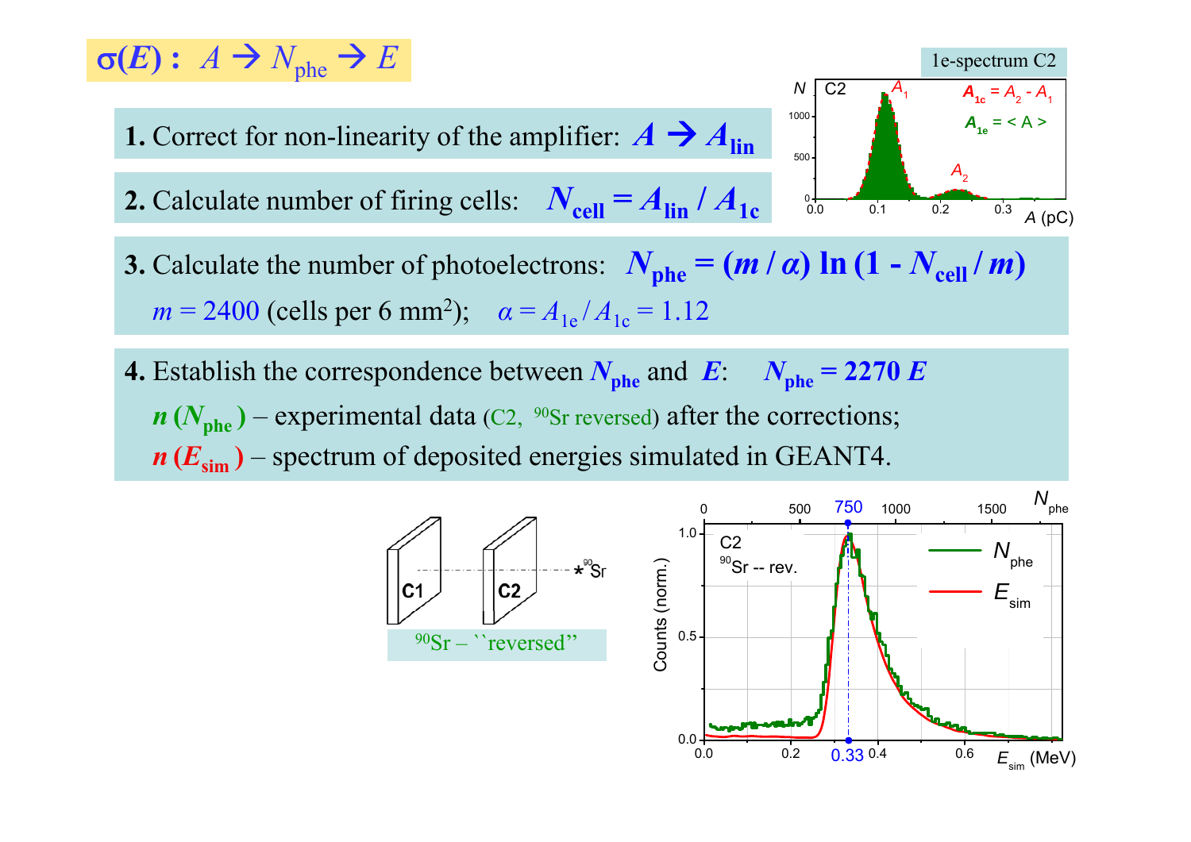## $\sigma(E)$ : $A \rightarrow N_{phe} \rightarrow E$

**1.** Correct for non-linearity of the amplifier: $A \rightarrow A_{lin}$

**2.** Calculate number of firing cells: $N_{cell} = A_{lin} / A_{1c}$

**3.** Calculate the number of photoelectrons: $N_{phe} = (m / \alpha) \ln (1 - N_{cell} / m)$

$m = 2400$ (cells per 6 mm$^2$); $\alpha = A_{1e} / A_{1c} = 1.12$

**4.** Establish the correspondence between $N_{phe}$ and $E$: $N_{phe} = 2270\, E$

$n(N_{phe})$ – experimental data (C2, $^{90}$Sr reversed) after the corrections;

$n(E_{sim})$ – spectrum of deposited energies simulated in GEANT4.

1e-spectrum C2

$A_{1c} = A_2 - A_1$

$A_{1e} = < A >$

$^{90}$Sr – ``reversed''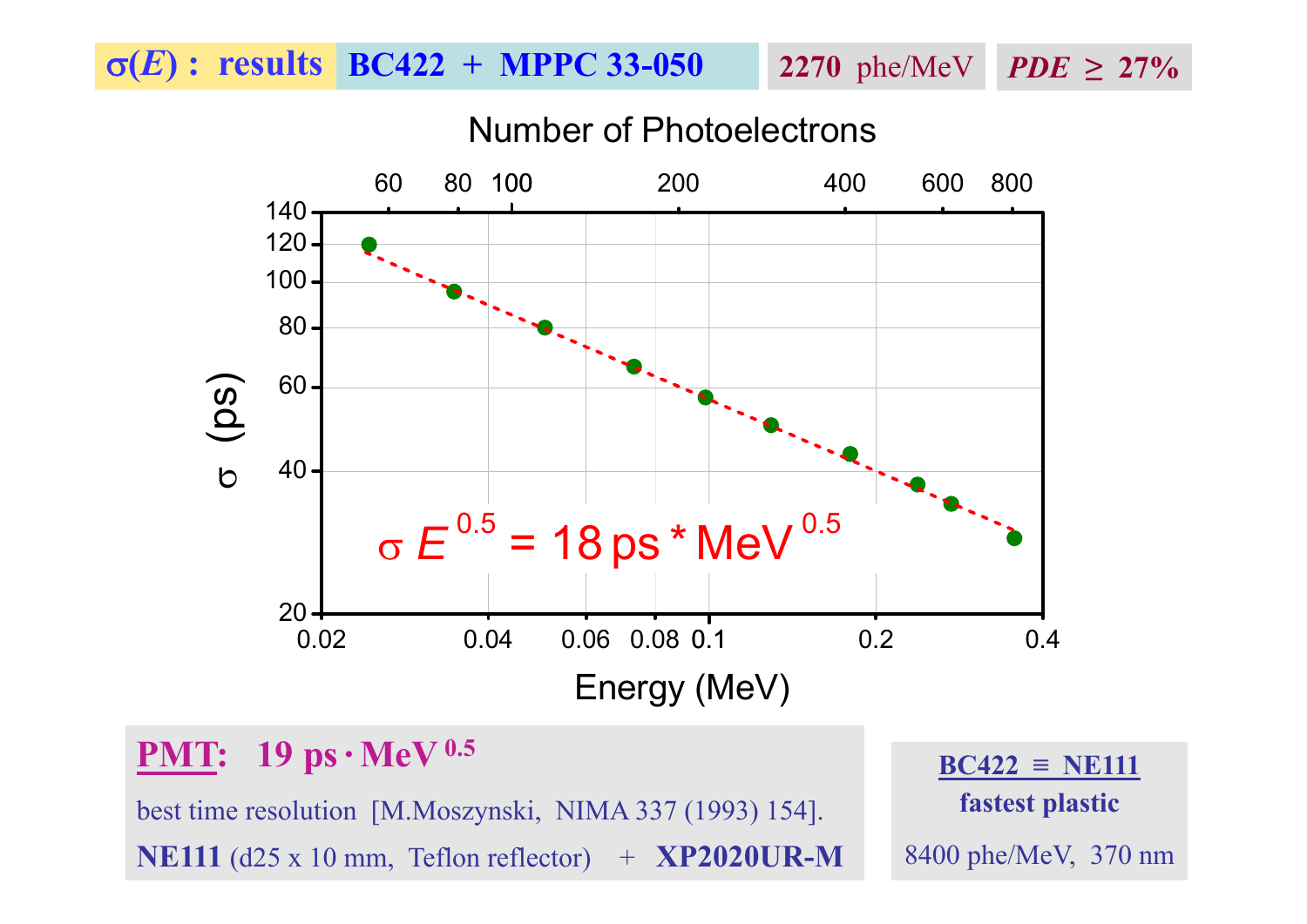## $\sigma(E)$ : results — BC422 + MPPC 33-050 — **2270** phe/MeV — *PDE* ≥ 27%

Number of Photoelectrons: 60, 80, 100, 200, 400, 600, 800

$\sigma$ (ps): 20, 40, 60, 80, 100, 120, 140

Energy (MeV): 0.02, 0.04, 0.06, 0.08, 0.1, 0.2, 0.4

$$\sigma E^{0.5} = 18\,\text{ps} * \text{MeV}^{0.5}$$

**PMT: 19 ps · MeV $^{0.5}$**

best time resolution [M.Moszynski, NIMA 337 (1993) 154].

**NE111** (d25 x 10 mm, Teflon reflector) + **XP2020UR-M**

**BC422 ≡ NE111**

**fastest plastic**

8400 phe/MeV, 370 nm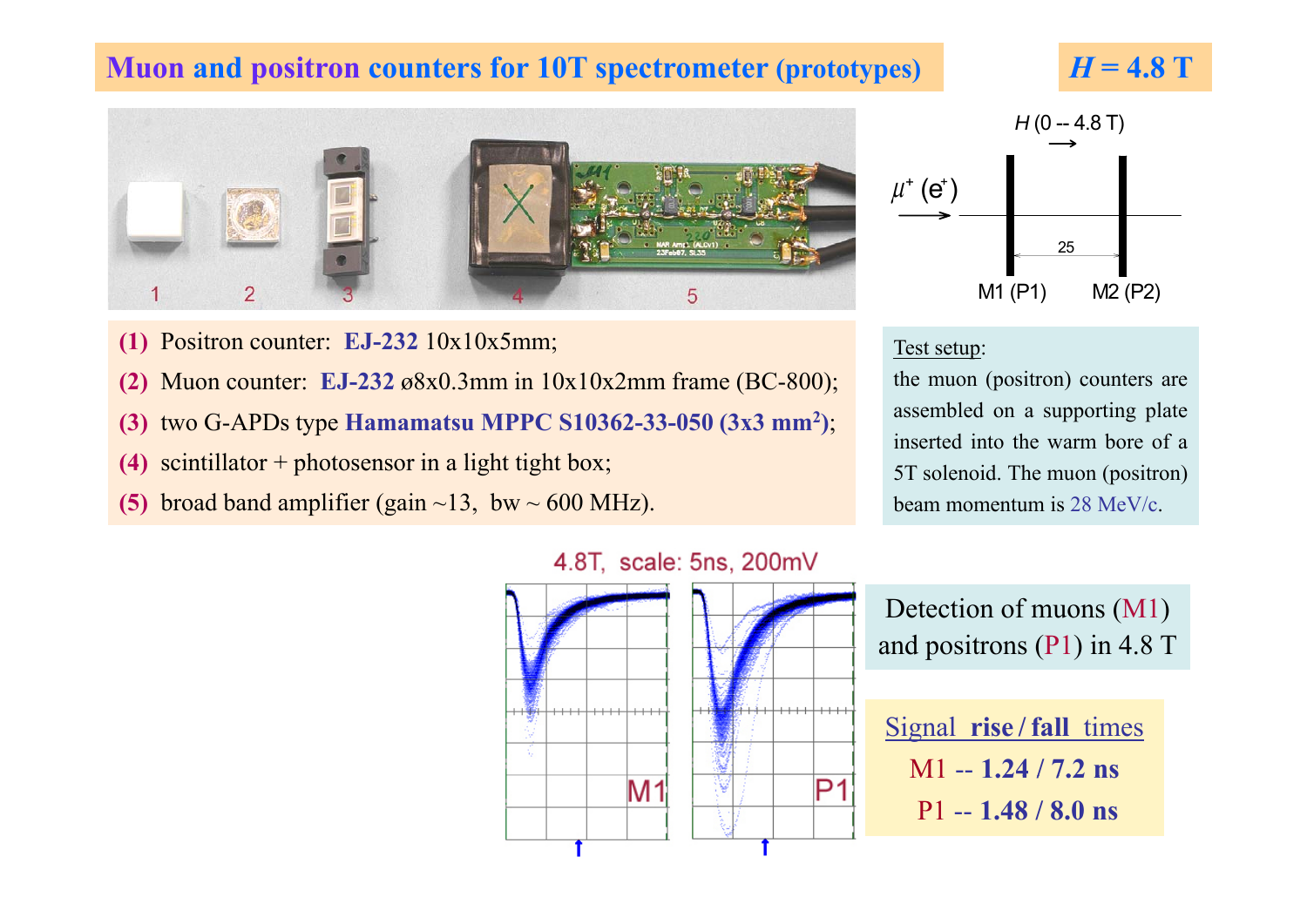# Muon and positron counters for 10T spectrometer (prototypes)

## $H$ = 4.8 T

1. Positron counter: **EJ-232** 10x10x5mm;
2. Muon counter: **EJ-232** ø8x0.3mm in 10x10x2mm frame (BC-800);
3. two G-APDs type **Hamamatsu MPPC S10362-33-050 (3x3 mm²)**;
4. scintillator + photosensor in a light tight box;
5. broad band amplifier (gain ~13, bw ~ 600 MHz).

$H$ (0 -- 4.8 T)

$\mu^+$ ($e^+$)

M1 (P1) — 25 — M2 (P2)

Test setup: the muon (positron) counters are assembled on a supporting plate inserted into the warm bore of a 5T solenoid. The muon (positron) beam momentum is 28 MeV/c.

4.8T, scale: 5ns, 200mV

Detection of muons (M1) and positrons (P1) in 4.8 T

Signal **rise / fall** times

M1 -- **1.24 / 7.2 ns**

P1 -- **1.48 / 8.0 ns**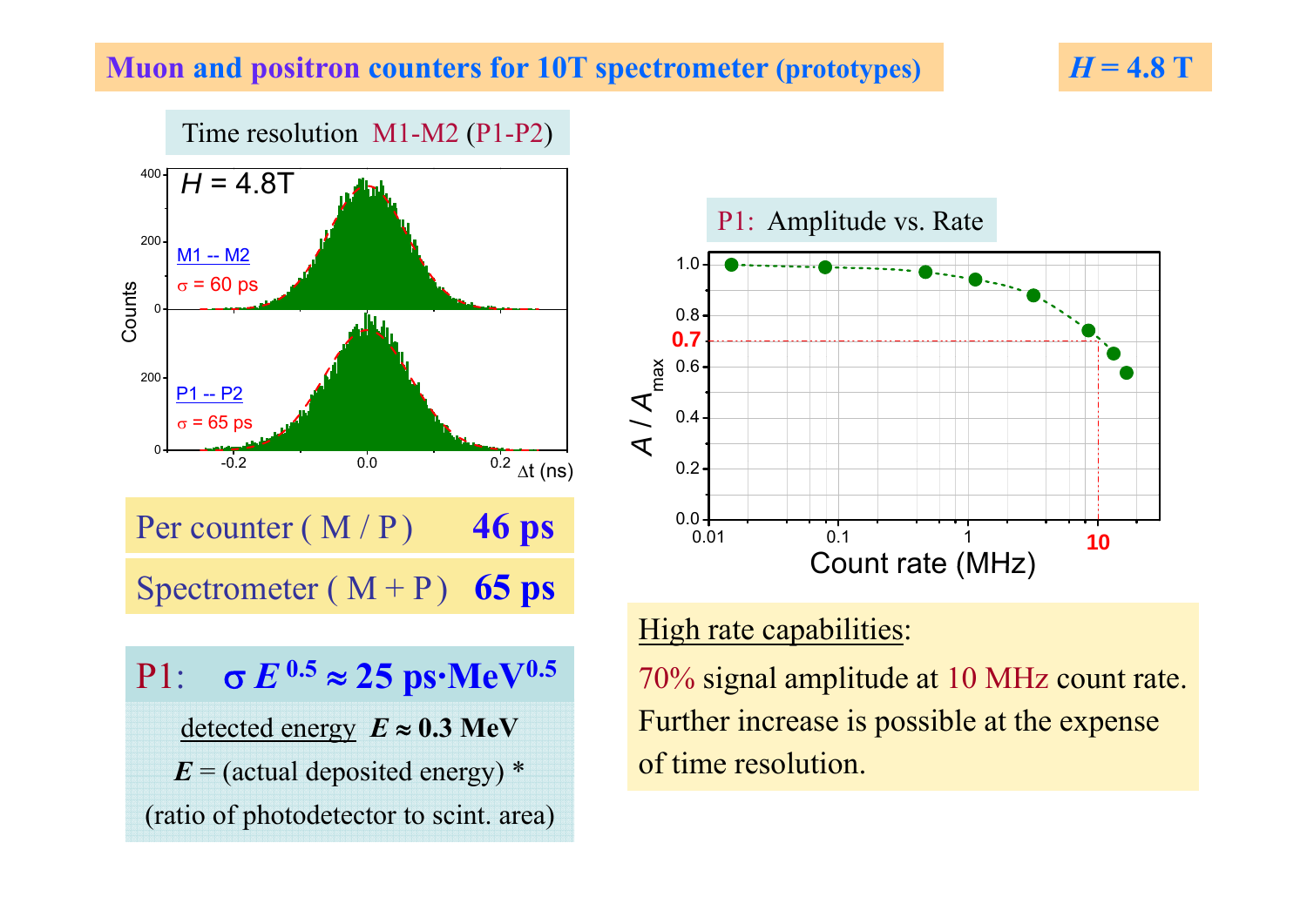# Muon and positron counters for 10T spectrometer (prototypes)

*H* = 4.8 T

Time resolution M1-M2 (P1-P2)

| | |
|---|---|
| Per counter ( M / P ) | **46 ps** |
| Spectrometer ( M + P ) | **65 ps** |

**P1: $\sigma E^{0.5} \approx 25$ ps·MeV$^{0.5}$**

detected energy $E \approx 0.3$ MeV

$E$ = (actual deposited energy) * (ratio of photodetector to scint. area)

P1: Amplitude vs. Rate

High rate capabilities:

70% signal amplitude at 10 MHz count rate.
Further increase is possible at the expense of time resolution.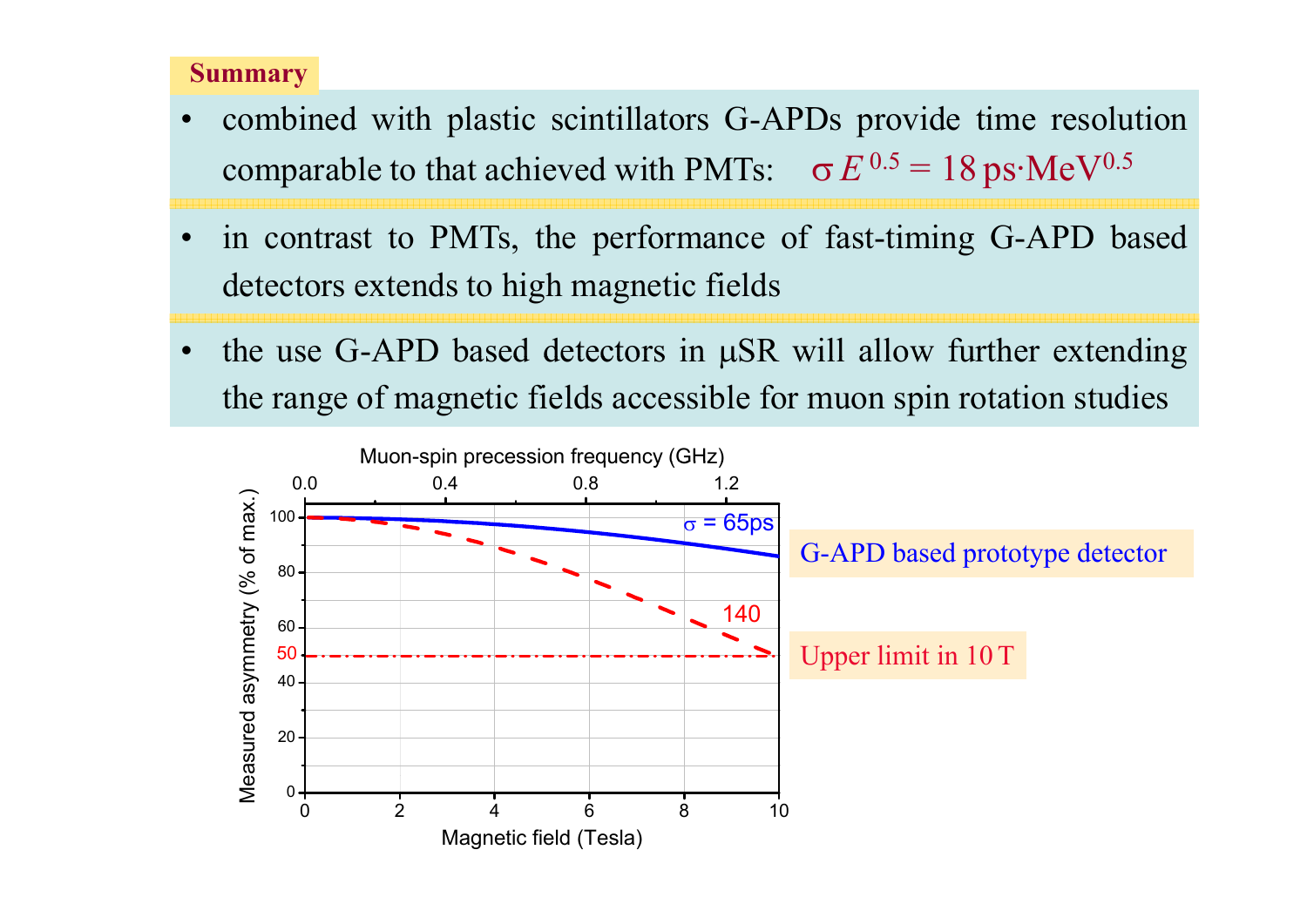## Summary

- combined with plastic scintillators G-APDs provide time resolution comparable to that achieved with PMTs: $\sigma E^{0.5} = 18\ \text{ps}\cdot\text{MeV}^{0.5}$
- in contrast to PMTs, the performance of fast-timing G-APD based detectors extends to high magnetic fields
- the use G-APD based detectors in μSR will allow further extending the range of magnetic fields accessible for muon spin rotation studies

G-APD based prototype detector

Upper limit in 10 T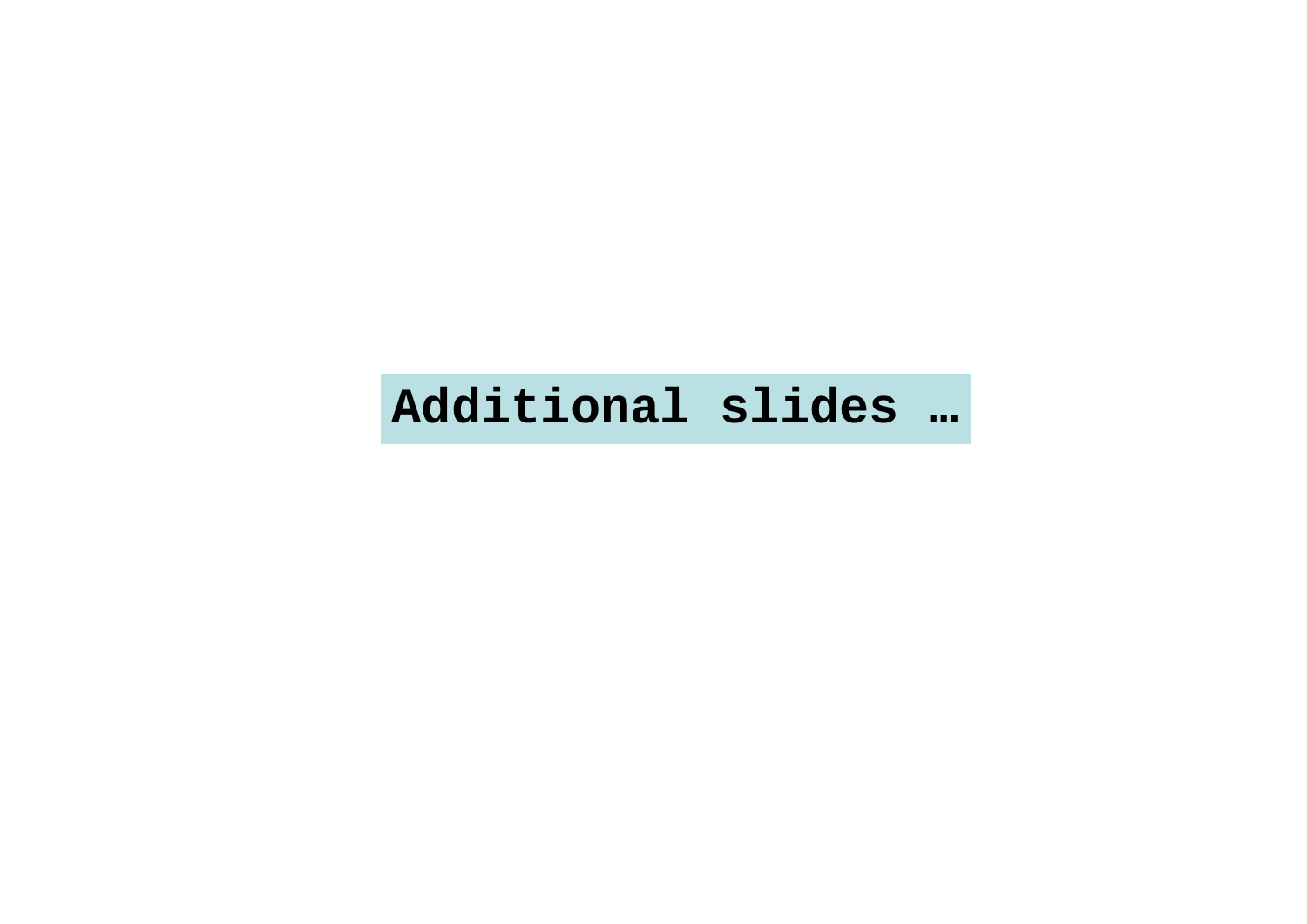**Additional slides …**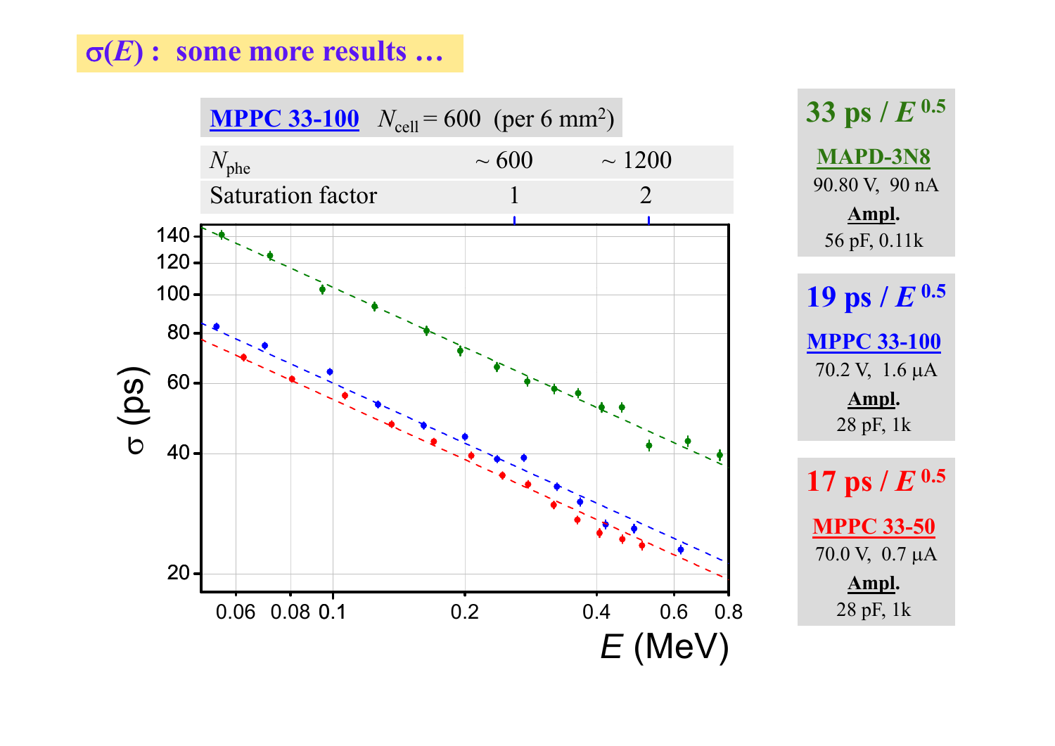## $\sigma(E)$ : some more results …

**MPPC 33-100** $N_{cell} = 600$ (per 6 mm$^2$)

| | | |
|---|---|---|
| $N_{phe}$ | ~ 600 | ~ 1200 |
| Saturation factor | 1 | 2 |

σ (ps)

140
120
100
80
60
40
20

0.06 0.08 0.1 0.2 0.4 0.6 0.8

$E$ (MeV)

**33 ps / $E^{0.5}$**

**MAPD-3N8**
90.80 V, 90 nA
**Ampl.**
56 pF, 0.11k

**19 ps / $E^{0.5}$**

**MPPC 33-100**
70.2 V, 1.6 μA
**Ampl.**
28 pF, 1k

**17 ps / $E^{0.5}$**

**MPPC 33-50**
70.0 V, 0.7 μA
**Ampl.**
28 pF, 1k